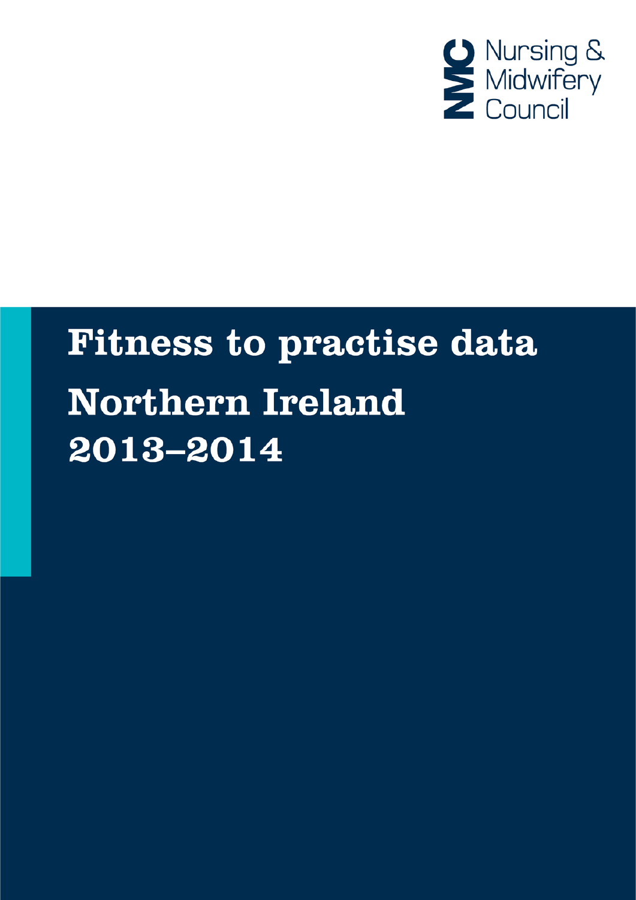Nursing & Midwifery Council

# Fitness to practise data

# Northern Ireland

# 2013–2014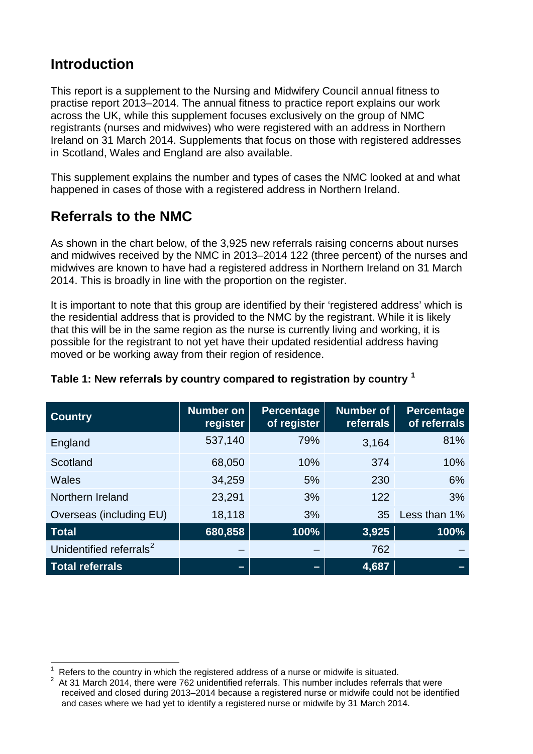## Introduction

This report is a supplement to the Nursing and Midwifery Council annual fitness to practise report 2013–2014. The annual fitness to practice report explains our work across the UK, while this supplement focuses exclusively on the group of NMC registrants (nurses and midwives) who were registered with an address in Northern Ireland on 31 March 2014. Supplements that focus on those with registered addresses in Scotland, Wales and England are also available.

This supplement explains the number and types of cases the NMC looked at and what happened in cases of those with a registered address in Northern Ireland.

## Referrals to the NMC

As shown in the chart below, of the 3,925 new referrals raising concerns about nurses and midwives received by the NMC in 2013–2014 122 (three percent) of the nurses and midwives are known to have had a registered address in Northern Ireland on 31 March 2014. This is broadly in line with the proportion on the register.

It is important to note that this group are identified by their 'registered address' which is the residential address that is provided to the NMC by the registrant. While it is likely that this will be in the same region as the nurse is currently living and working, it is possible for the registrant to not yet have their updated residential address having moved or be working away from their region of residence.

**Table 1: New referrals by country compared to registration by country [1]**

| Country | Number on register | Percentage of register | Number of referrals | Percentage of referrals |
|---|---|---|---|---|
| England | 537,140 | 79% | 3,164 | 81% |
| Scotland | 68,050 | 10% | 374 | 10% |
| Wales | 34,259 | 5% | 230 | 6% |
| Northern Ireland | 23,291 | 3% | 122 | 3% |
| Overseas (including EU) | 18,118 | 3% | 35 | Less than 1% |
| **Total** | **680,858** | **100%** | **3,925** | **100%** |
| Unidentified referrals[2] | – | – | 762 | – |
| **Total referrals** | **–** | **–** | **4,687** | **–** |

[1] Refers to the country in which the registered address of a nurse or midwife is situated.

[2] At 31 March 2014, there were 762 unidentified referrals. This number includes referrals that were received and closed during 2013–2014 because a registered nurse or midwife could not be identified and cases where we had yet to identify a registered nurse or midwife by 31 March 2014.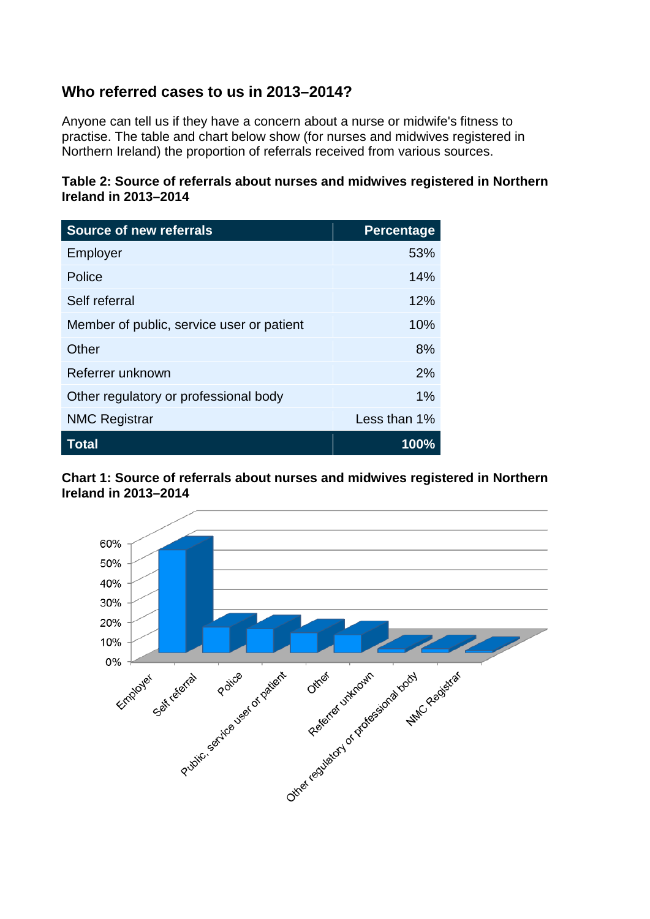## Who referred cases to us in 2013–2014?

Anyone can tell us if they have a concern about a nurse or midwife's fitness to practise. The table and chart below show (for nurses and midwives registered in Northern Ireland) the proportion of referrals received from various sources.

**Table 2: Source of referrals about nurses and midwives registered in Northern Ireland in 2013–2014**

| Source of new referrals | Percentage |
|---|---:|
| Employer | 53% |
| Police | 14% |
| Self referral | 12% |
| Member of public, service user or patient | 10% |
| Other | 8% |
| Referrer unknown | 2% |
| Other regulatory or professional body | 1% |
| NMC Registrar | Less than 1% |
| **Total** | **100%** |

**Chart 1: Source of referrals about nurses and midwives registered in Northern Ireland in 2013–2014**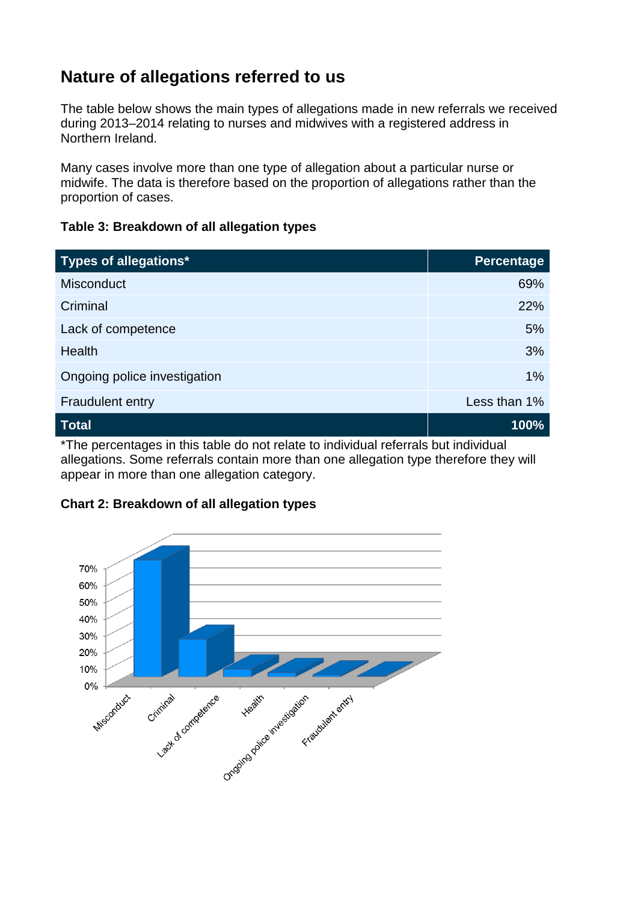## Nature of allegations referred to us

The table below shows the main types of allegations made in new referrals we received during 2013–2014 relating to nurses and midwives with a registered address in Northern Ireland.

Many cases involve more than one type of allegation about a particular nurse or midwife. The data is therefore based on the proportion of allegations rather than the proportion of cases.

**Table 3: Breakdown of all allegation types**

| Types of allegations* | Percentage |
|---|---|
| Misconduct | 69% |
| Criminal | 22% |
| Lack of competence | 5% |
| Health | 3% |
| Ongoing police investigation | 1% |
| Fraudulent entry | Less than 1% |
| **Total** | **100%** |

*The percentages in this table do not relate to individual referrals but individual allegations. Some referrals contain more than one allegation type therefore they will appear in more than one allegation category.

**Chart 2: Breakdown of all allegation types**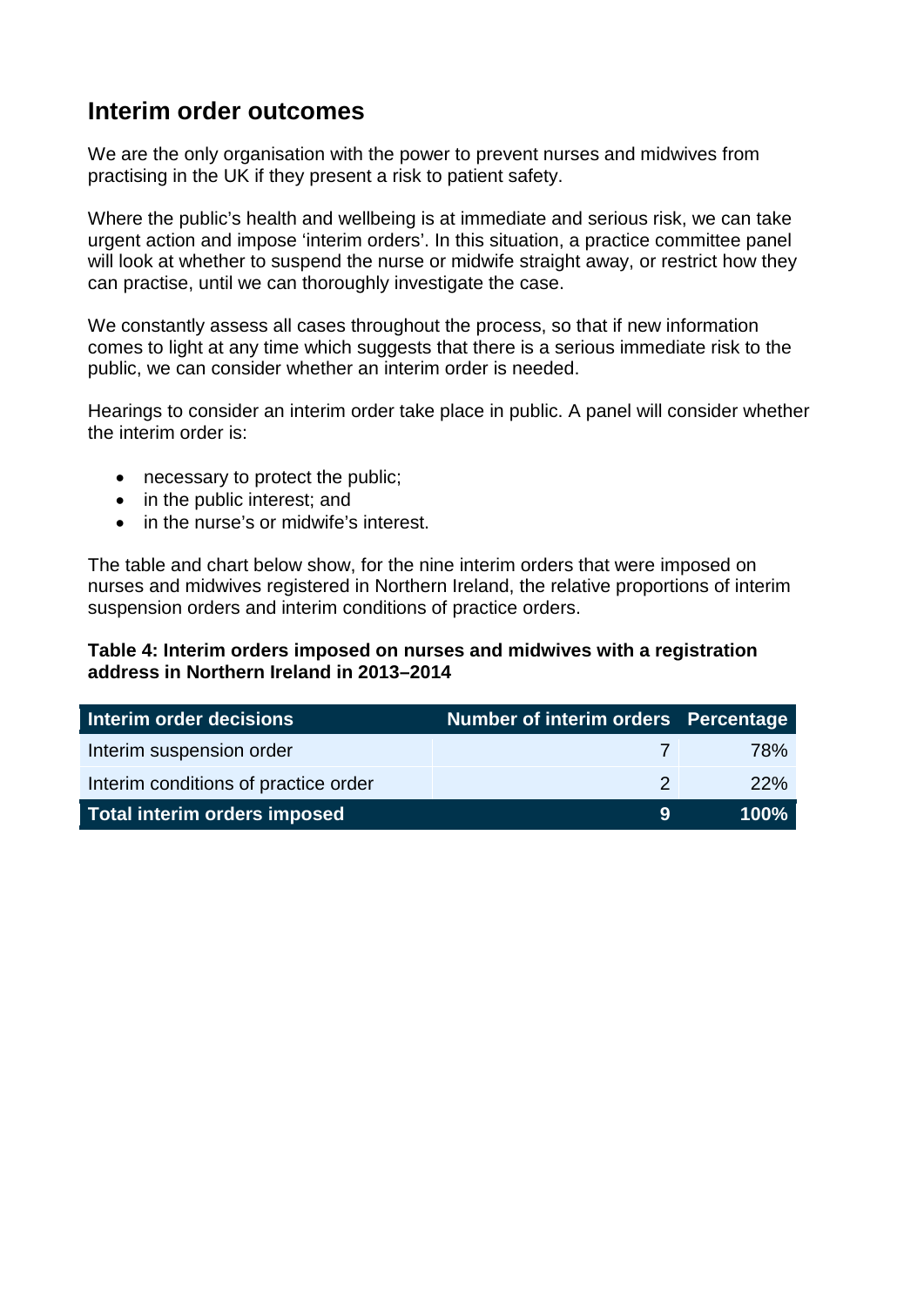## Interim order outcomes

We are the only organisation with the power to prevent nurses and midwives from practising in the UK if they present a risk to patient safety.

Where the public's health and wellbeing is at immediate and serious risk, we can take urgent action and impose 'interim orders'. In this situation, a practice committee panel will look at whether to suspend the nurse or midwife straight away, or restrict how they can practise, until we can thoroughly investigate the case.

We constantly assess all cases throughout the process, so that if new information comes to light at any time which suggests that there is a serious immediate risk to the public, we can consider whether an interim order is needed.

Hearings to consider an interim order take place in public. A panel will consider whether the interim order is:

- necessary to protect the public;
- in the public interest; and
- in the nurse's or midwife's interest.

The table and chart below show, for the nine interim orders that were imposed on nurses and midwives registered in Northern Ireland, the relative proportions of interim suspension orders and interim conditions of practice orders.

**Table 4: Interim orders imposed on nurses and midwives with a registration address in Northern Ireland in 2013–2014**

| Interim order decisions | Number of interim orders | Percentage |
|---|---|---|
| Interim suspension order | 7 | 78% |
| Interim conditions of practice order | 2 | 22% |
| **Total interim orders imposed** | **9** | **100%** |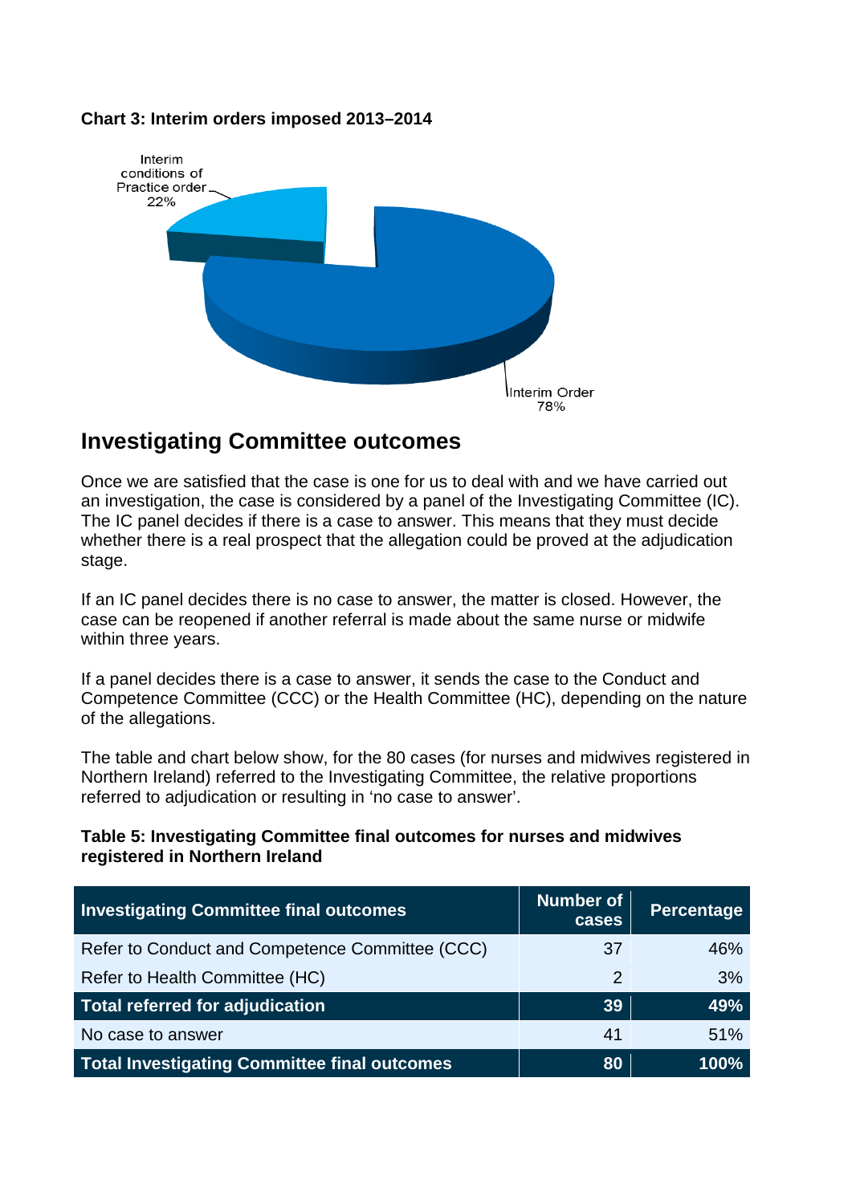**Chart 3: Interim orders imposed 2013–2014**

Interim conditions of Practice order 22%

Interim Order 78%

## Investigating Committee outcomes

Once we are satisfied that the case is one for us to deal with and we have carried out an investigation, the case is considered by a panel of the Investigating Committee (IC). The IC panel decides if there is a case to answer. This means that they must decide whether there is a real prospect that the allegation could be proved at the adjudication stage.

If an IC panel decides there is no case to answer, the matter is closed. However, the case can be reopened if another referral is made about the same nurse or midwife within three years.

If a panel decides there is a case to answer, it sends the case to the Conduct and Competence Committee (CCC) or the Health Committee (HC), depending on the nature of the allegations.

The table and chart below show, for the 80 cases (for nurses and midwives registered in Northern Ireland) referred to the Investigating Committee, the relative proportions referred to adjudication or resulting in 'no case to answer'.

**Table 5: Investigating Committee final outcomes for nurses and midwives registered in Northern Ireland**

| Investigating Committee final outcomes | Number of cases | Percentage |
|---|---|---|
| Refer to Conduct and Competence Committee (CCC) | 37 | 46% |
| Refer to Health Committee (HC) | 2 | 3% |
| **Total referred for adjudication** | **39** | **49%** |
| No case to answer | 41 | 51% |
| **Total Investigating Committee final outcomes** | **80** | **100%** |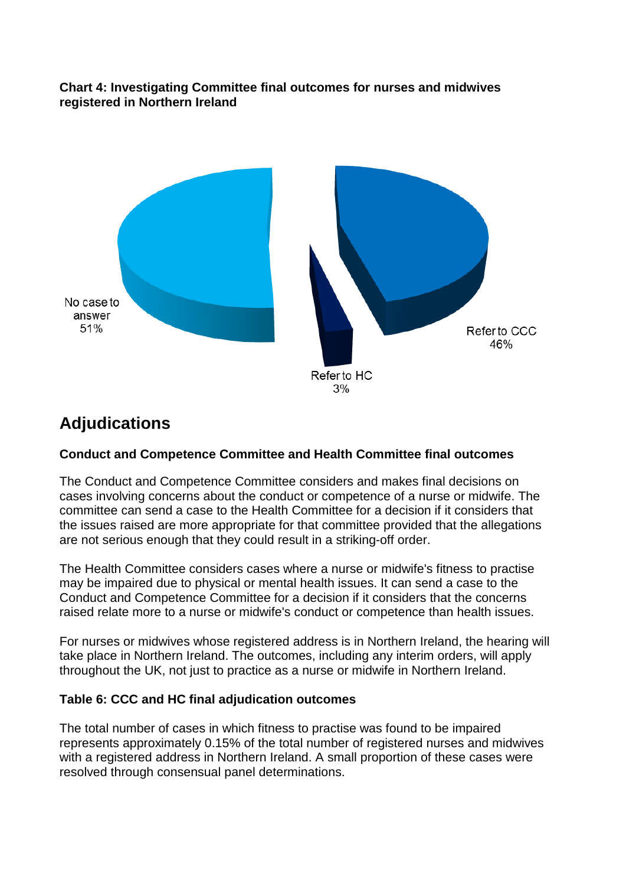**Chart 4: Investigating Committee final outcomes for nurses and midwives registered in Northern Ireland**

No case to answer 51%

Refer to HC 3%

Refer to CCC 46%

## Adjudications

### Conduct and Competence Committee and Health Committee final outcomes

The Conduct and Competence Committee considers and makes final decisions on cases involving concerns about the conduct or competence of a nurse or midwife. The committee can send a case to the Health Committee for a decision if it considers that the issues raised are more appropriate for that committee provided that the allegations are not serious enough that they could result in a striking-off order.

The Health Committee considers cases where a nurse or midwife's fitness to practise may be impaired due to physical or mental health issues. It can send a case to the Conduct and Competence Committee for a decision if it considers that the concerns raised relate more to a nurse or midwife's conduct or competence than health issues.

For nurses or midwives whose registered address is in Northern Ireland, the hearing will take place in Northern Ireland. The outcomes, including any interim orders, will apply throughout the UK, not just to practice as a nurse or midwife in Northern Ireland.

**Table 6: CCC and HC final adjudication outcomes**

The total number of cases in which fitness to practise was found to be impaired represents approximately 0.15% of the total number of registered nurses and midwives with a registered address in Northern Ireland. A small proportion of these cases were resolved through consensual panel determinations.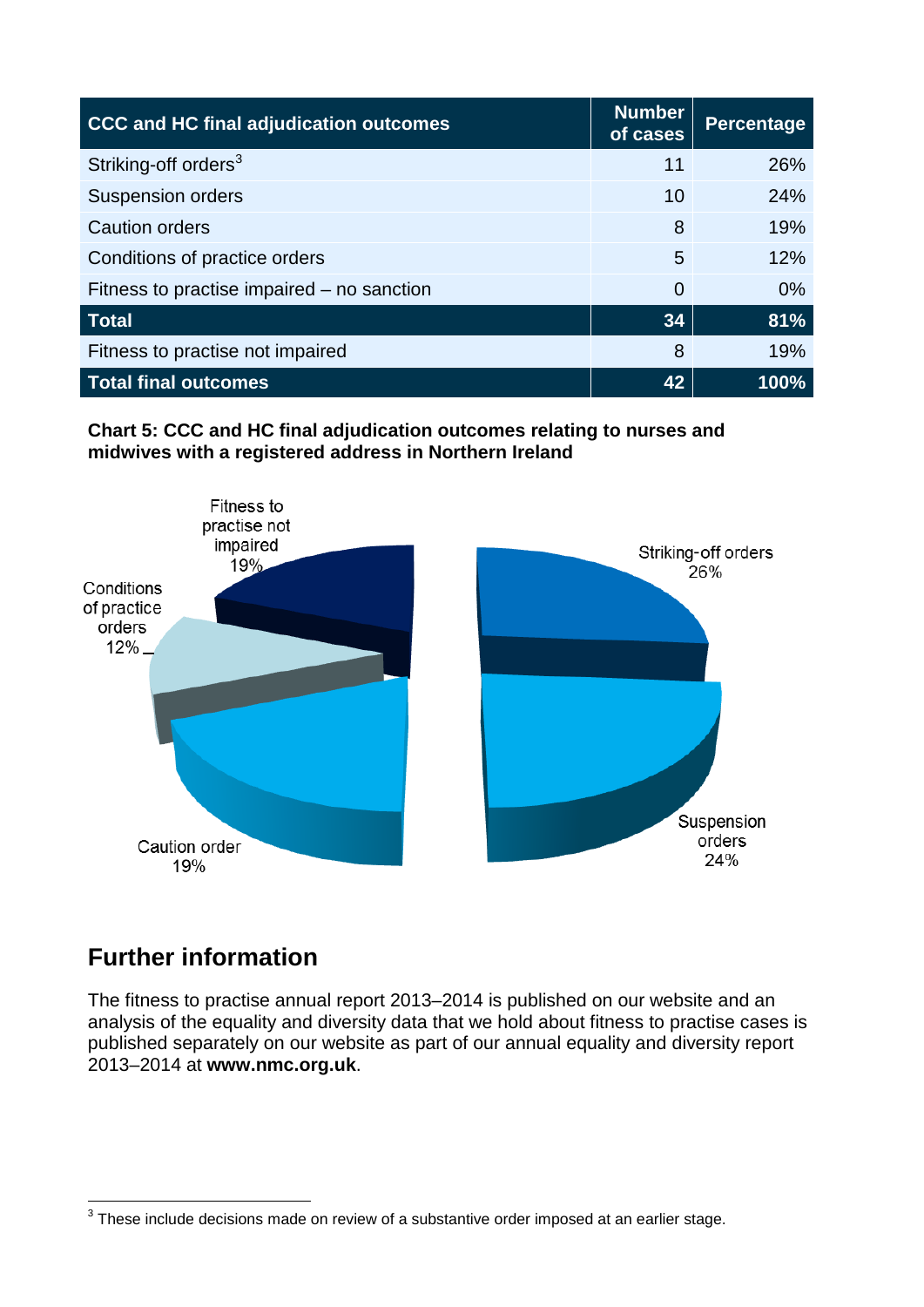| CCC and HC final adjudication outcomes | Number of cases | Percentage |
|---|---|---|
| Striking-off orders[3] | 11 | 26% |
| Suspension orders | 10 | 24% |
| Caution orders | 8 | 19% |
| Conditions of practice orders | 5 | 12% |
| Fitness to practise impaired – no sanction | 0 | 0% |
| **Total** | **34** | **81%** |
| Fitness to practise not impaired | 8 | 19% |
| **Total final outcomes** | **42** | **100%** |

**Chart 5: CCC and HC final adjudication outcomes relating to nurses and midwives with a registered address in Northern Ireland**

Fitness to practise not impaired 19%

Striking-off orders 26%

Conditions of practice orders 12%

Suspension orders 24%

Caution order 19%

## Further information

The fitness to practise annual report 2013–2014 is published on our website and an analysis of the equality and diversity data that we hold about fitness to practise cases is published separately on our website as part of our annual equality and diversity report 2013–2014 at **www.nmc.org.uk**.

[3] These include decisions made on review of a substantive order imposed at an earlier stage.